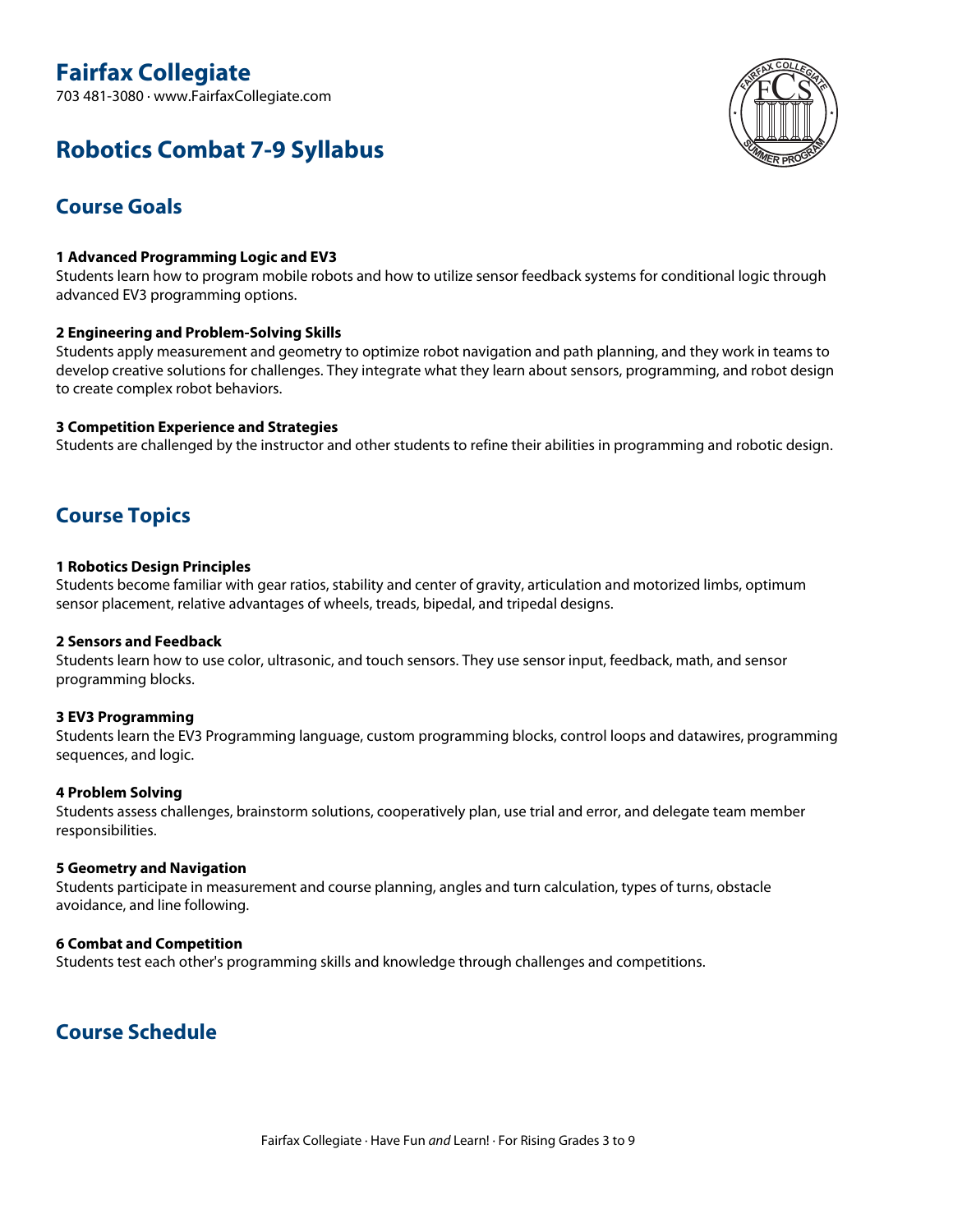# Fairfax Collegiate

703 481-3080 · www.FairfaxCollegiate.com

# Robotics Combat 7-9 Syllabus

## Course Goals

**1 Advanced Programming Logic and EV3**
Students learn how to program mobile robots and how to utilize sensor feedback systems for conditional logic through advanced EV3 programming options.

**2 Engineering and Problem-Solving Skills**
Students apply measurement and geometry to optimize robot navigation and path planning, and they work in teams to develop creative solutions for challenges. They integrate what they learn about sensors, programming, and robot design to create complex robot behaviors.

**3 Competition Experience and Strategies**
Students are challenged by the instructor and other students to refine their abilities in programming and robotic design.

## Course Topics

**1 Robotics Design Principles**
Students become familiar with gear ratios, stability and center of gravity, articulation and motorized limbs, optimum sensor placement, relative advantages of wheels, treads, bipedal, and tripedal designs.

**2 Sensors and Feedback**
Students learn how to use color, ultrasonic, and touch sensors. They use sensor input, feedback, math, and sensor programming blocks.

**3 EV3 Programming**
Students learn the EV3 Programming language, custom programming blocks, control loops and datawires, programming sequences, and logic.

**4 Problem Solving**
Students assess challenges, brainstorm solutions, cooperatively plan, use trial and error, and delegate team member responsibilities.

**5 Geometry and Navigation**
Students participate in measurement and course planning, angles and turn calculation, types of turns, obstacle avoidance, and line following.

**6 Combat and Competition**
Students test each other's programming skills and knowledge through challenges and competitions.

## Course Schedule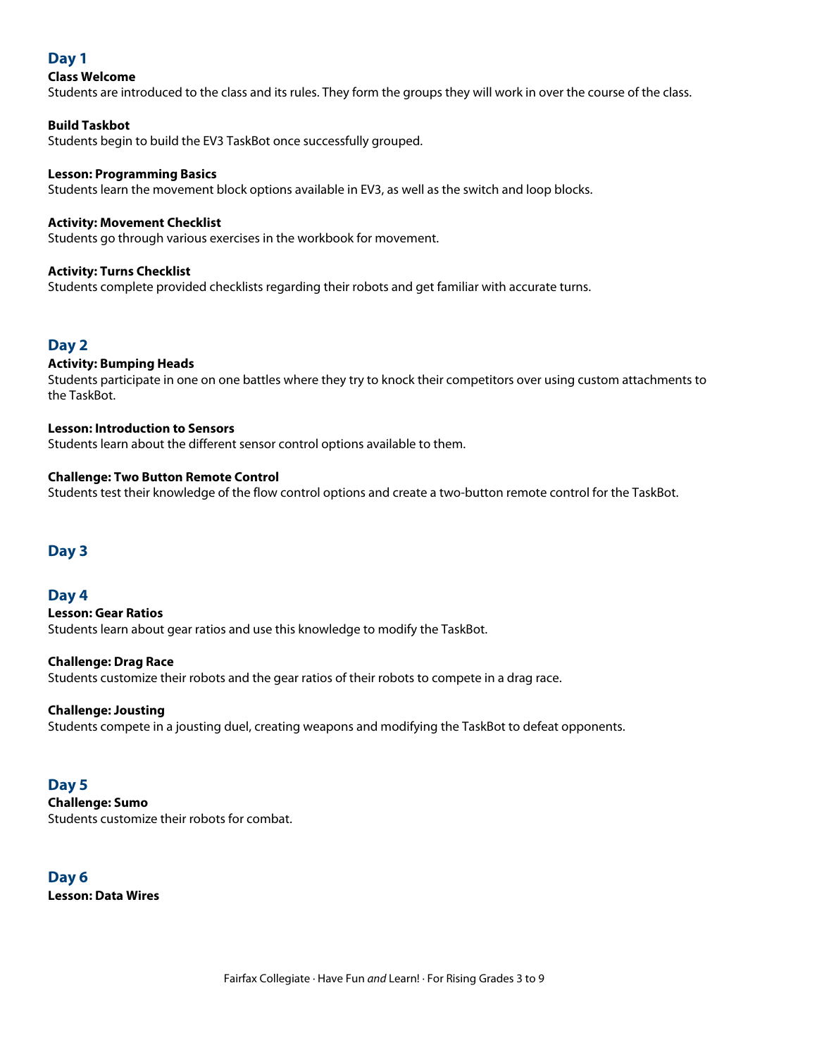## Day 1

**Class Welcome**
Students are introduced to the class and its rules. They form the groups they will work in over the course of the class.

**Build Taskbot**
Students begin to build the EV3 TaskBot once successfully grouped.

**Lesson: Programming Basics**
Students learn the movement block options available in EV3, as well as the switch and loop blocks.

**Activity: Movement Checklist**
Students go through various exercises in the workbook for movement.

**Activity: Turns Checklist**
Students complete provided checklists regarding their robots and get familiar with accurate turns.

## Day 2

**Activity: Bumping Heads**
Students participate in one on one battles where they try to knock their competitors over using custom attachments to the TaskBot.

**Lesson: Introduction to Sensors**
Students learn about the different sensor control options available to them.

**Challenge: Two Button Remote Control**
Students test their knowledge of the flow control options and create a two-button remote control for the TaskBot.

## Day 3

## Day 4

**Lesson: Gear Ratios**
Students learn about gear ratios and use this knowledge to modify the TaskBot.

**Challenge: Drag Race**
Students customize their robots and the gear ratios of their robots to compete in a drag race.

**Challenge: Jousting**
Students compete in a jousting duel, creating weapons and modifying the TaskBot to defeat opponents.

## Day 5

**Challenge: Sumo**
Students customize their robots for combat.

## Day 6

**Lesson: Data Wires**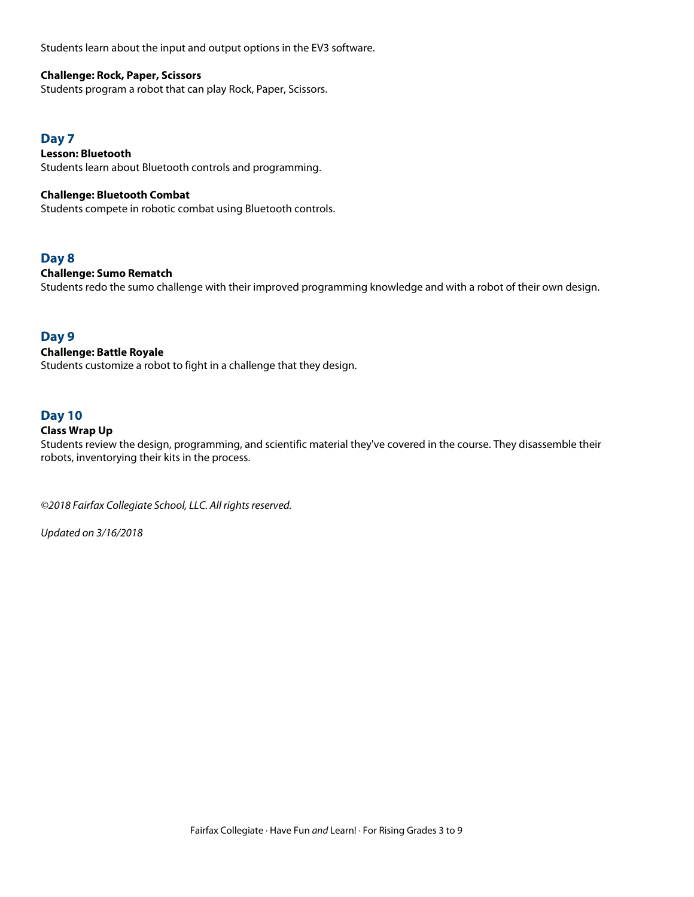Students learn about the input and output options in the EV3 software.

**Challenge: Rock, Paper, Scissors**
Students program a robot that can play Rock, Paper, Scissors.

## Day 7

**Lesson: Bluetooth**
Students learn about Bluetooth controls and programming.

**Challenge: Bluetooth Combat**
Students compete in robotic combat using Bluetooth controls.

## Day 8

**Challenge: Sumo Rematch**
Students redo the sumo challenge with their improved programming knowledge and with a robot of their own design.

## Day 9

**Challenge: Battle Royale**
Students customize a robot to fight in a challenge that they design.

## Day 10

**Class Wrap Up**
Students review the design, programming, and scientific material they've covered in the course. They disassemble their robots, inventorying their kits in the process.

*©2018 Fairfax Collegiate School, LLC. All rights reserved.*

*Updated on 3/16/2018*